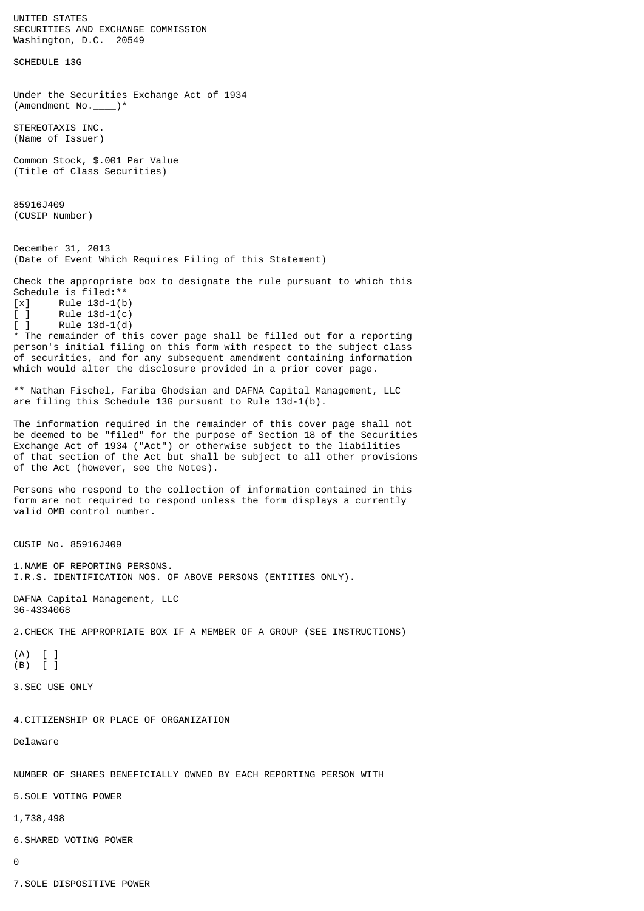UNITED STATES
SECURITIES AND EXCHANGE COMMISSION
Washington, D.C. 20549

SCHEDULE 13G

Under the Securities Exchange Act of 1934
(Amendment No.____)*

STEREOTAXIS INC.
(Name of Issuer)

Common Stock, $.001 Par Value
(Title of Class Securities)

85916J409
(CUSIP Number)

December 31, 2013
(Date of Event Which Requires Filing of this Statement)

Check the appropriate box to designate the rule pursuant to which this Schedule is filed:**

[x] Rule 13d-1(b)
[ ] Rule 13d-1(c)
[ ] Rule 13d-1(d)

* The remainder of this cover page shall be filled out for a reporting person's initial filing on this form with respect to the subject class of securities, and for any subsequent amendment containing information which would alter the disclosure provided in a prior cover page.

** Nathan Fischel, Fariba Ghodsian and DAFNA Capital Management, LLC are filing this Schedule 13G pursuant to Rule 13d-1(b).

The information required in the remainder of this cover page shall not be deemed to be "filed" for the purpose of Section 18 of the Securities Exchange Act of 1934 ("Act") or otherwise subject to the liabilities of that section of the Act but shall be subject to all other provisions of the Act (however, see the Notes).

Persons who respond to the collection of information contained in this form are not required to respond unless the form displays a currently valid OMB control number.

CUSIP No. 85916J409

1.NAME OF REPORTING PERSONS.
I.R.S. IDENTIFICATION NOS. OF ABOVE PERSONS (ENTITIES ONLY).

DAFNA Capital Management, LLC
36-4334068

2.CHECK THE APPROPRIATE BOX IF A MEMBER OF A GROUP (SEE INSTRUCTIONS)

(A) [ ]
(B) [ ]

3.SEC USE ONLY

4.CITIZENSHIP OR PLACE OF ORGANIZATION

Delaware

NUMBER OF SHARES BENEFICIALLY OWNED BY EACH REPORTING PERSON WITH

5.SOLE VOTING POWER

1,738,498

6.SHARED VOTING POWER

0

7.SOLE DISPOSITIVE POWER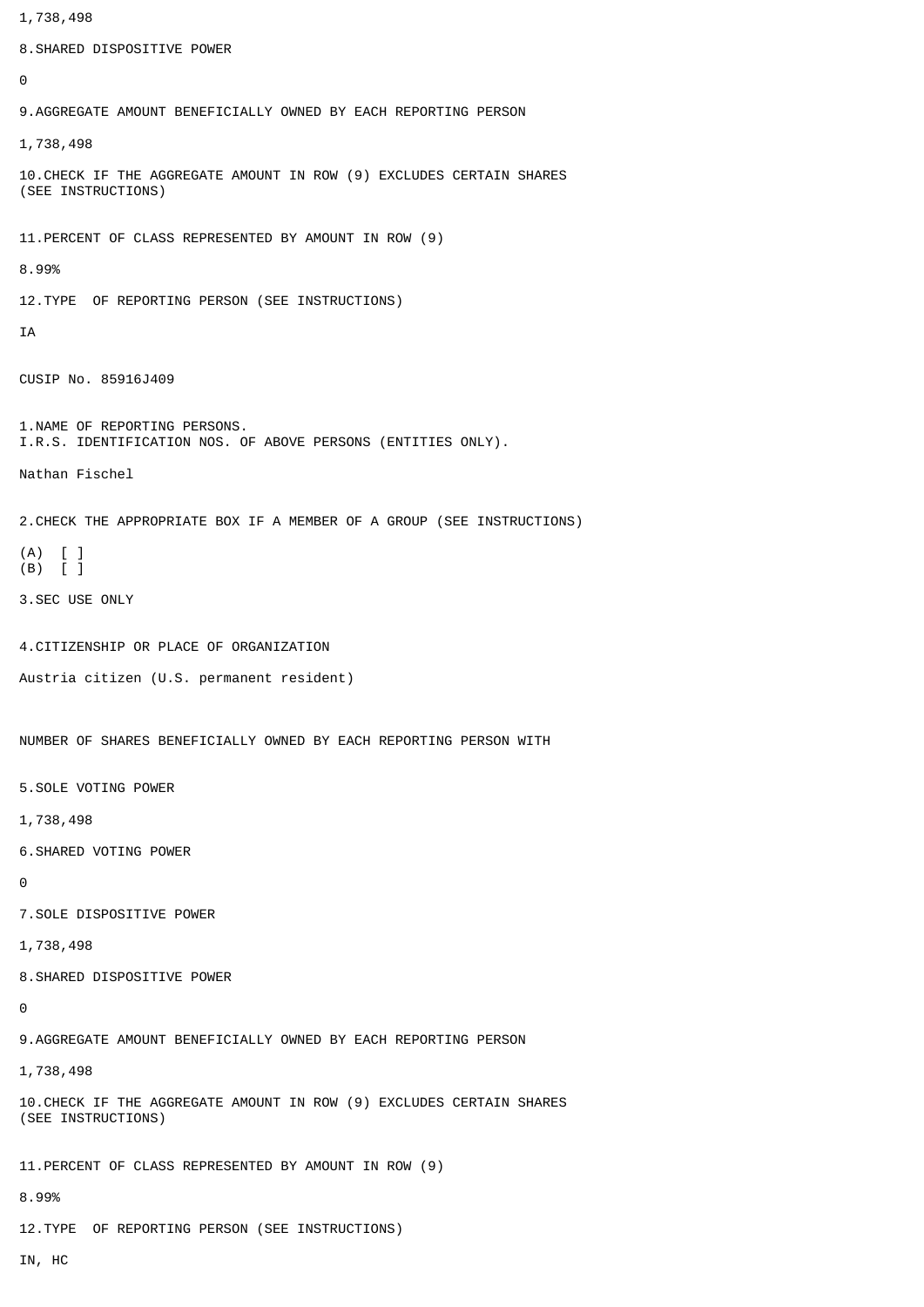1,738,498

8.SHARED DISPOSITIVE POWER

0

9.AGGREGATE AMOUNT BENEFICIALLY OWNED BY EACH REPORTING PERSON

1,738,498

10.CHECK IF THE AGGREGATE AMOUNT IN ROW (9) EXCLUDES CERTAIN SHARES (SEE INSTRUCTIONS)

11.PERCENT OF CLASS REPRESENTED BY AMOUNT IN ROW (9)

8.99%

12.TYPE OF REPORTING PERSON (SEE INSTRUCTIONS)

IA

CUSIP No. 85916J409

1.NAME OF REPORTING PERSONS.
I.R.S. IDENTIFICATION NOS. OF ABOVE PERSONS (ENTITIES ONLY).

Nathan Fischel

2.CHECK THE APPROPRIATE BOX IF A MEMBER OF A GROUP (SEE INSTRUCTIONS)

(A) [ ]
(B) [ ]

3.SEC USE ONLY

4.CITIZENSHIP OR PLACE OF ORGANIZATION

Austria citizen (U.S. permanent resident)

NUMBER OF SHARES BENEFICIALLY OWNED BY EACH REPORTING PERSON WITH

5.SOLE VOTING POWER

1,738,498

6.SHARED VOTING POWER

0

7.SOLE DISPOSITIVE POWER

1,738,498

8.SHARED DISPOSITIVE POWER

0

9.AGGREGATE AMOUNT BENEFICIALLY OWNED BY EACH REPORTING PERSON

1,738,498

10.CHECK IF THE AGGREGATE AMOUNT IN ROW (9) EXCLUDES CERTAIN SHARES (SEE INSTRUCTIONS)

11.PERCENT OF CLASS REPRESENTED BY AMOUNT IN ROW (9)

8.99%

12.TYPE OF REPORTING PERSON (SEE INSTRUCTIONS)

IN, HC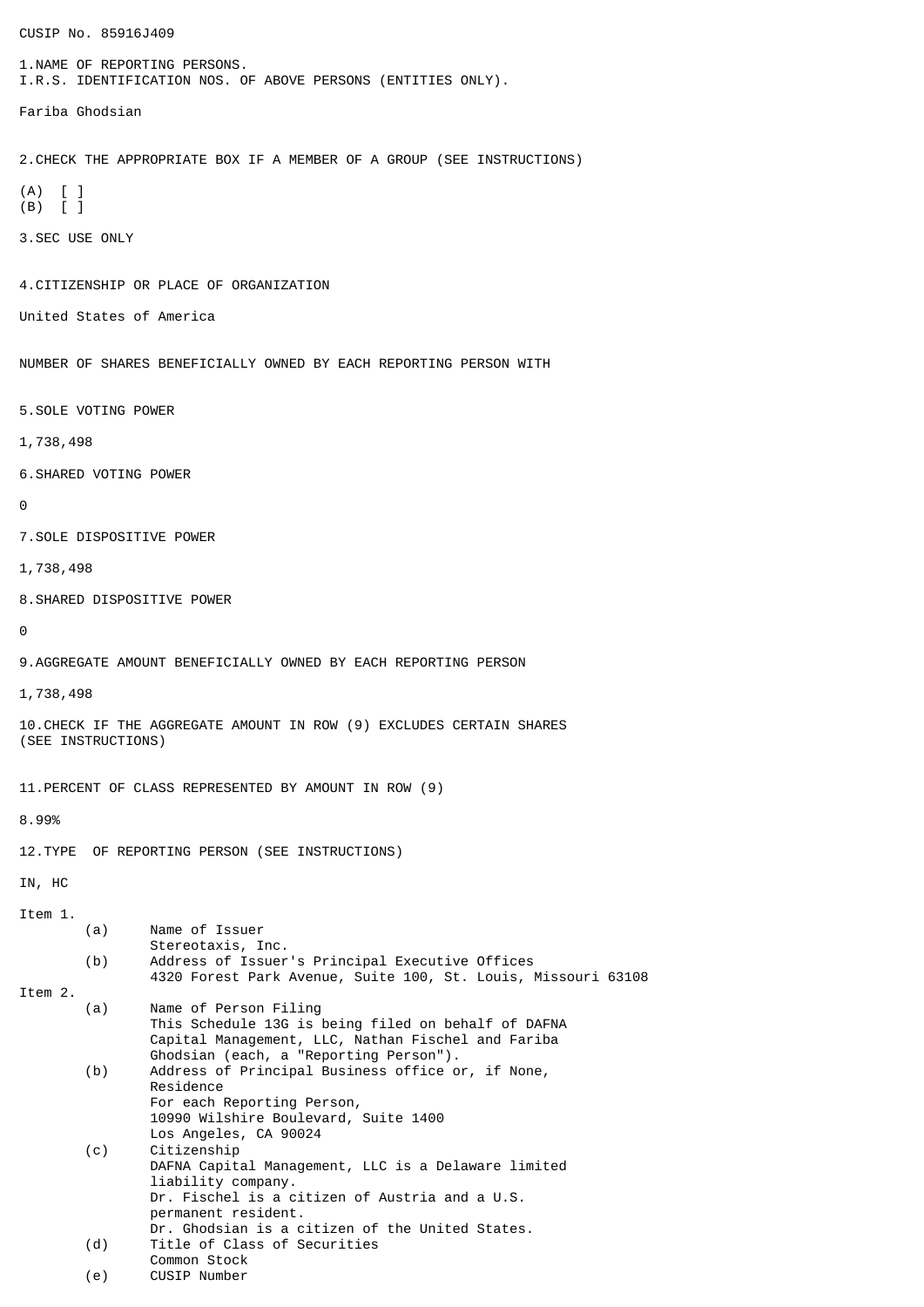CUSIP No. 85916J409

1.NAME OF REPORTING PERSONS.
I.R.S. IDENTIFICATION NOS. OF ABOVE PERSONS (ENTITIES ONLY).

Fariba Ghodsian

2.CHECK THE APPROPRIATE BOX IF A MEMBER OF A GROUP (SEE INSTRUCTIONS)

(A) [ ]
(B) [ ]

3.SEC USE ONLY

4.CITIZENSHIP OR PLACE OF ORGANIZATION

United States of America

NUMBER OF SHARES BENEFICIALLY OWNED BY EACH REPORTING PERSON WITH

5.SOLE VOTING POWER

1,738,498

6.SHARED VOTING POWER

0

7.SOLE DISPOSITIVE POWER

1,738,498

8.SHARED DISPOSITIVE POWER

0

9.AGGREGATE AMOUNT BENEFICIALLY OWNED BY EACH REPORTING PERSON

1,738,498

10.CHECK IF THE AGGREGATE AMOUNT IN ROW (9) EXCLUDES CERTAIN SHARES
(SEE INSTRUCTIONS)

11.PERCENT OF CLASS REPRESENTED BY AMOUNT IN ROW (9)

8.99%

12.TYPE OF REPORTING PERSON (SEE INSTRUCTIONS)

IN, HC

Item 1.

(a) Name of Issuer
Stereotaxis, Inc.

(b) Address of Issuer's Principal Executive Offices
4320 Forest Park Avenue, Suite 100, St. Louis, Missouri 63108

Item 2.

(a) Name of Person Filing
This Schedule 13G is being filed on behalf of DAFNA Capital Management, LLC, Nathan Fischel and Fariba Ghodsian (each, a "Reporting Person").

(b) Address of Principal Business office or, if None, Residence
For each Reporting Person,
10990 Wilshire Boulevard, Suite 1400
Los Angeles, CA 90024

(c) Citizenship
DAFNA Capital Management, LLC is a Delaware limited liability company.
Dr. Fischel is a citizen of Austria and a U.S. permanent resident.
Dr. Ghodsian is a citizen of the United States.

(d) Title of Class of Securities
Common Stock

(e) CUSIP Number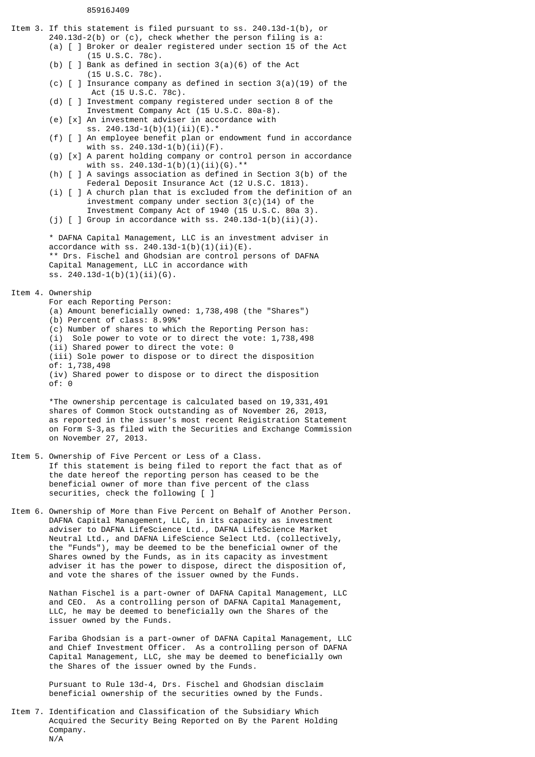85916J409

Item 3. If this statement is filed pursuant to ss. 240.13d-1(b), or 240.13d-2(b) or (c), check whether the person filing is a:

(a) [ ] Broker or dealer registered under section 15 of the Act (15 U.S.C. 78c).
(b) [ ] Bank as defined in section 3(a)(6) of the Act (15 U.S.C. 78c).
(c) [ ] Insurance company as defined in section 3(a)(19) of the Act (15 U.S.C. 78c).
(d) [ ] Investment company registered under section 8 of the Investment Company Act (15 U.S.C. 80a-8).
(e) [x] An investment adviser in accordance with ss. 240.13d-1(b)(1)(ii)(E).*
(f) [ ] An employee benefit plan or endowment fund in accordance with ss. 240.13d-1(b)(ii)(F).
(g) [x] A parent holding company or control person in accordance with ss. 240.13d-1(b)(1)(ii)(G).**
(h) [ ] A savings association as defined in Section 3(b) of the Federal Deposit Insurance Act (12 U.S.C. 1813).
(i) [ ] A church plan that is excluded from the definition of an investment company under section 3(c)(14) of the Investment Company Act of 1940 (15 U.S.C. 80a 3).
(j) [ ] Group in accordance with ss. 240.13d-1(b)(ii)(J).

* DAFNA Capital Management, LLC is an investment adviser in accordance with ss. 240.13d-1(b)(1)(ii)(E).
** Drs. Fischel and Ghodsian are control persons of DAFNA Capital Management, LLC in accordance with ss. 240.13d-1(b)(1)(ii)(G).

Item 4. Ownership

For each Reporting Person:
(a) Amount beneficially owned: 1,738,498 (the "Shares")
(b) Percent of class: 8.99%*
(c) Number of shares to which the Reporting Person has:
(i) Sole power to vote or to direct the vote: 1,738,498
(ii) Shared power to direct the vote: 0
(iii) Sole power to dispose or to direct the disposition of: 1,738,498
(iv) Shared power to dispose or to direct the disposition of: 0

*The ownership percentage is calculated based on 19,331,491 shares of Common Stock outstanding as of November 26, 2013, as reported in the issuer's most recent Reigistration Statement on Form S-3,as filed with the Securities and Exchange Commission on November 27, 2013.

Item 5. Ownership of Five Percent or Less of a Class.

If this statement is being filed to report the fact that as of the date hereof the reporting person has ceased to be the beneficial owner of more than five percent of the class securities, check the following [ ]

Item 6. Ownership of More than Five Percent on Behalf of Another Person.

DAFNA Capital Management, LLC, in its capacity as investment adviser to DAFNA LifeScience Ltd., DAFNA LifeScience Market Neutral Ltd., and DAFNA LifeScience Select Ltd. (collectively, the "Funds"), may be deemed to be the beneficial owner of the Shares owned by the Funds, as in its capacity as investment adviser it has the power to dispose, direct the disposition of, and vote the shares of the issuer owned by the Funds.

Nathan Fischel is a part-owner of DAFNA Capital Management, LLC and CEO. As a controlling person of DAFNA Capital Management, LLC, he may be deemed to beneficially own the Shares of the issuer owned by the Funds.

Fariba Ghodsian is a part-owner of DAFNA Capital Management, LLC and Chief Investment Officer. As a controlling person of DAFNA Capital Management, LLC, she may be deemed to beneficially own the Shares of the issuer owned by the Funds.

Pursuant to Rule 13d-4, Drs. Fischel and Ghodsian disclaim beneficial ownership of the securities owned by the Funds.

Item 7. Identification and Classification of the Subsidiary Which Acquired the Security Being Reported on By the Parent Holding Company.

N/A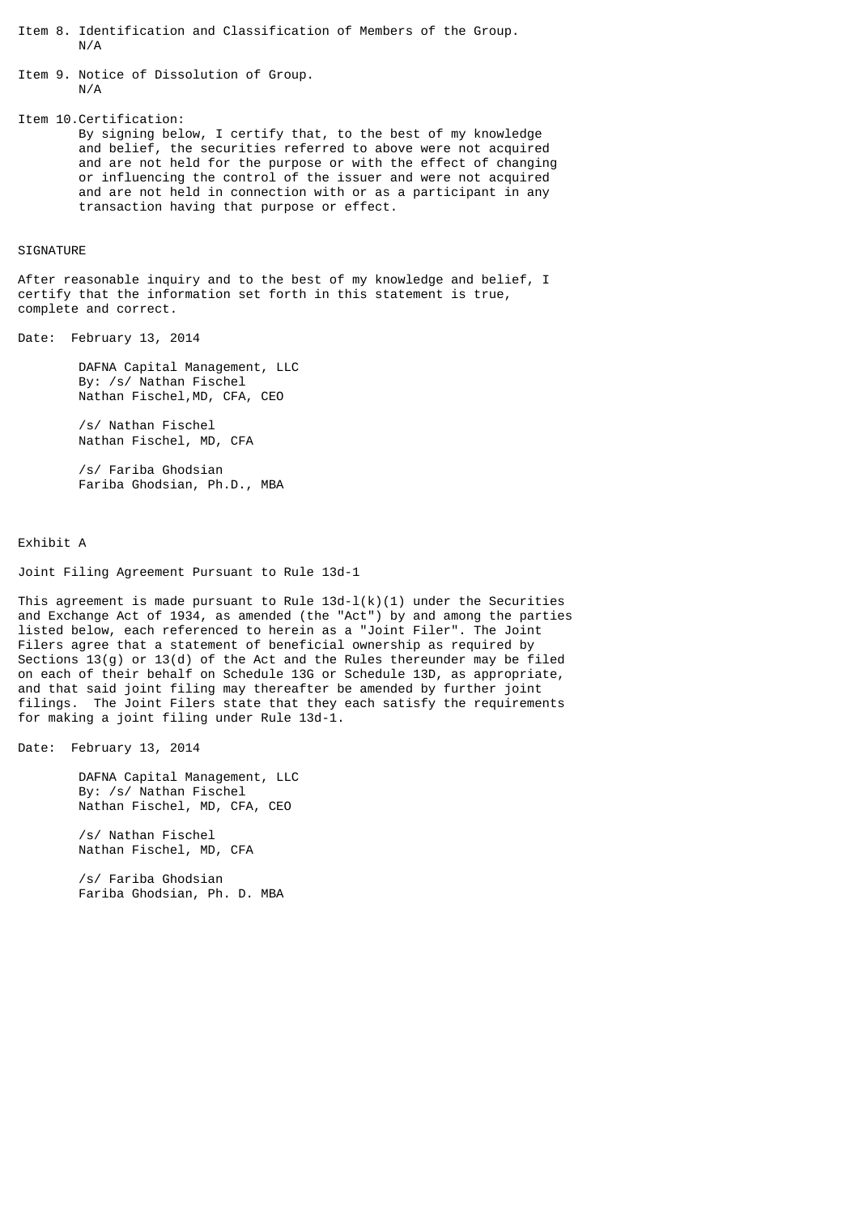Item 8. Identification and Classification of Members of the Group.
N/A

Item 9. Notice of Dissolution of Group.
N/A

Item 10.Certification:
By signing below, I certify that, to the best of my knowledge and belief, the securities referred to above were not acquired and are not held for the purpose or with the effect of changing or influencing the control of the issuer and were not acquired and are not held in connection with or as a participant in any transaction having that purpose or effect.

SIGNATURE

After reasonable inquiry and to the best of my knowledge and belief, I certify that the information set forth in this statement is true, complete and correct.

Date: February 13, 2014

DAFNA Capital Management, LLC
By: /s/ Nathan Fischel
Nathan Fischel,MD, CFA, CEO

/s/ Nathan Fischel
Nathan Fischel, MD, CFA

/s/ Fariba Ghodsian
Fariba Ghodsian, Ph.D., MBA

Exhibit A

Joint Filing Agreement Pursuant to Rule 13d-1

This agreement is made pursuant to Rule 13d-l(k)(1) under the Securities and Exchange Act of 1934, as amended (the "Act") by and among the parties listed below, each referenced to herein as a "Joint Filer". The Joint Filers agree that a statement of beneficial ownership as required by Sections 13(g) or 13(d) of the Act and the Rules thereunder may be filed on each of their behalf on Schedule 13G or Schedule 13D, as appropriate, and that said joint filing may thereafter be amended by further joint filings. The Joint Filers state that they each satisfy the requirements for making a joint filing under Rule 13d-1.

Date: February 13, 2014

DAFNA Capital Management, LLC
By: /s/ Nathan Fischel
Nathan Fischel, MD, CFA, CEO

/s/ Nathan Fischel
Nathan Fischel, MD, CFA

/s/ Fariba Ghodsian
Fariba Ghodsian, Ph. D. MBA